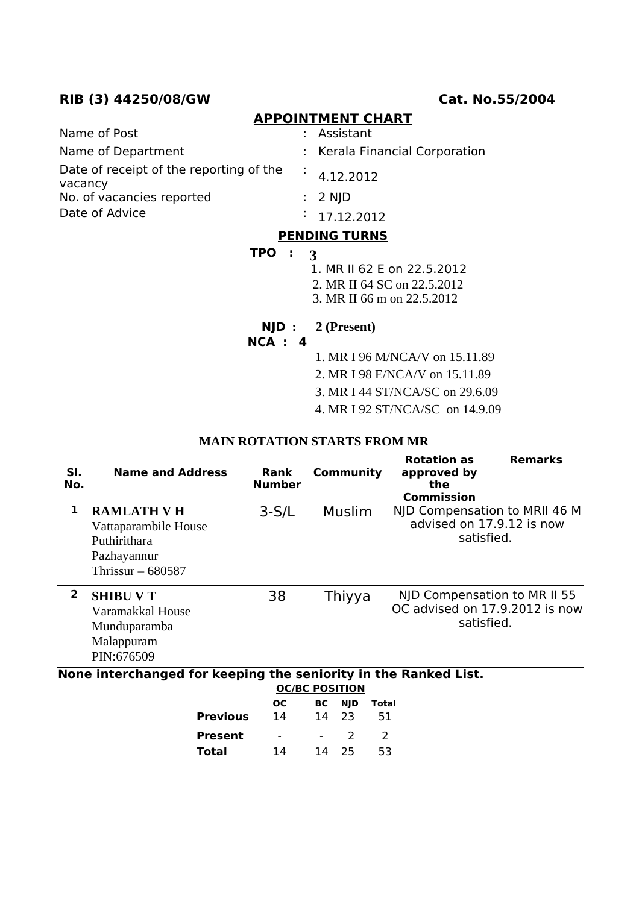**RIB (3) 44250/08/GW** **Cat. No.55/2004**

## APPOINTMENT CHART

| | | |
|---|---|---|
| Name of Post | : | Assistant |
| Name of Department | : | Kerala Financial Corporation |
| Date of receipt of the reporting of the vacancy | : | 4.12.2012 |
| No. of vacancies reported | : | 2 NJD |
| Date of Advice | : | 17.12.2012 |

### PENDING TURNS

**TPO :** **3**

1. MR II 62 E on 22.5.2012
2. MR II 64 SC on 22.5.2012
3. MR II 66 m on 22.5.2012

**NJD :** **2 (Present)**

**NCA : 4**

1. MR I 96 M/NCA/V on 15.11.89
2. MR I 98 E/NCA/V on 15.11.89
3. MR I 44 ST/NCA/SC on 29.6.09
4. MR I 92 ST/NCA/SC on 14.9.09

**MAIN ROTATION STARTS FROM MR**

| Sl. No. | Name and Address | Rank Number | Community | Rotation as approved by the Commission | Remarks |
|---|---|---|---|---|---|
| 1 | **RAMLATH V H**<br>Vattaparambile House<br>Puthirithara<br>Pazhayannur<br>Thrissur – 680587 | 3-S/L | Muslim | NJD Compensation to MRII 46 M advised on 17.9.12 is now satisfied. | |
| 2 | **SHIBU V T**<br>Varamakkal House<br>Munduparamba<br>Malappuram<br>PIN:676509 | 38 | Thiyya | NJD Compensation to MR II 55 OC advised on 17.9.2012 is now satisfied. | |

**None interchanged for keeping the seniority in the Ranked List.**

**OC/BC POSITION**

| | OC | BC | NJD | Total |
|---|---|---|---|---|
| **Previous** | 14 | 14 | 23 | 51 |
| **Present** | - | - | 2 | 2 |
| **Total** | 14 | 14 | 25 | 53 |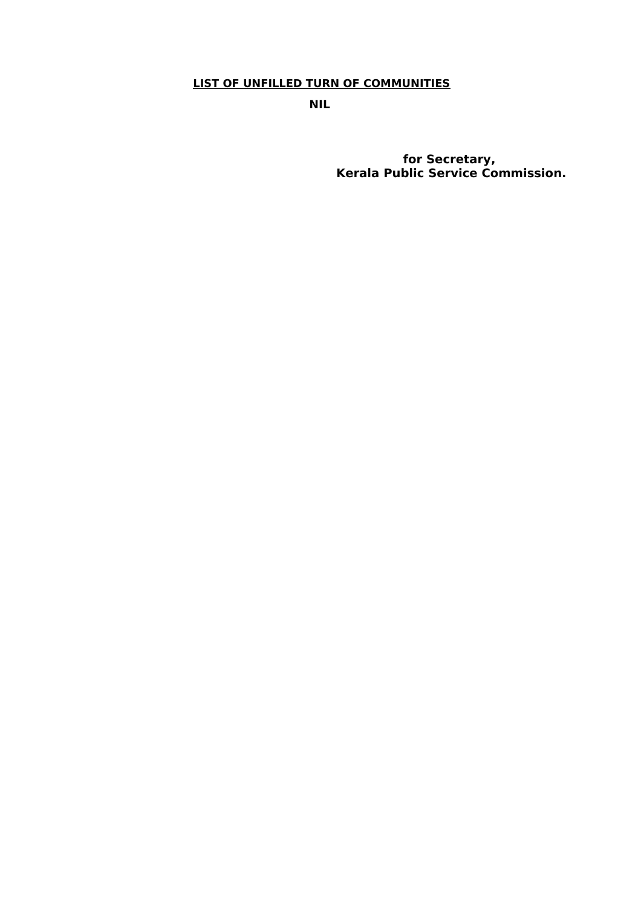**<u>LIST OF UNFILLED TURN OF COMMUNITIES</u>**

**NIL**

**for Secretary,**
**Kerala Public Service Commission.**